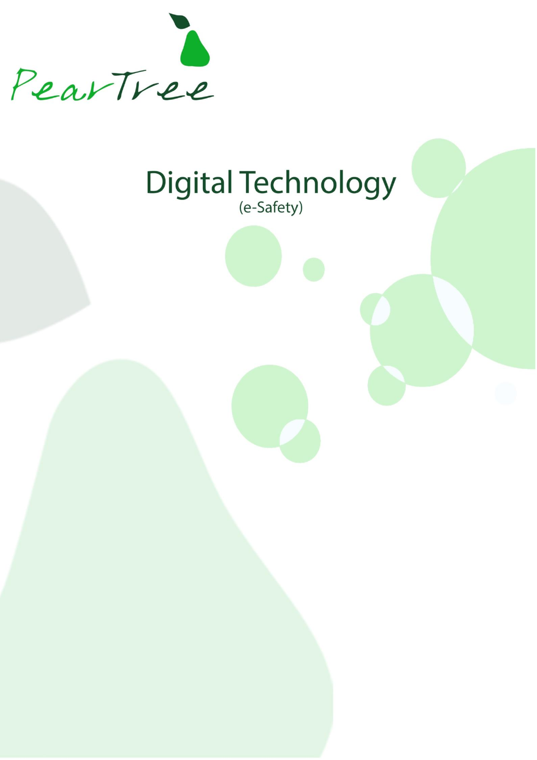PearTree

# Digital Technology

(e-Safety)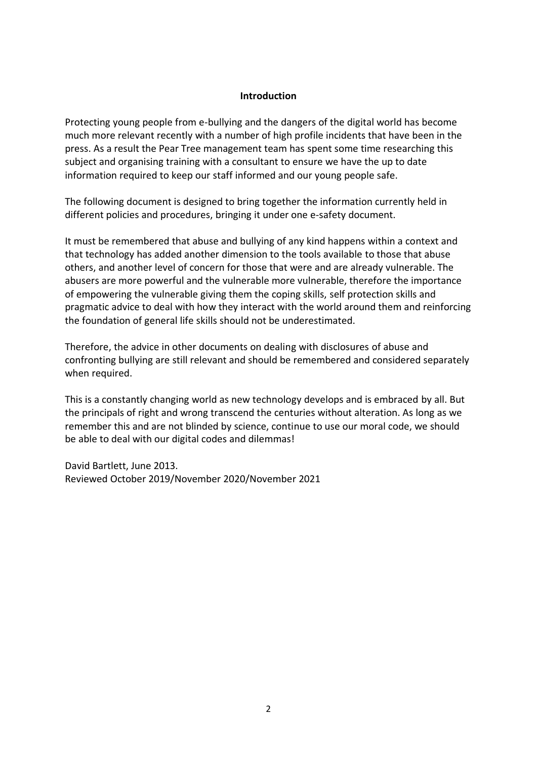## Introduction

Protecting young people from e-bullying and the dangers of the digital world has become much more relevant recently with a number of high profile incidents that have been in the press. As a result the Pear Tree management team has spent some time researching this subject and organising training with a consultant to ensure we have the up to date information required to keep our staff informed and our young people safe.

The following document is designed to bring together the information currently held in different policies and procedures, bringing it under one e-safety document.

It must be remembered that abuse and bullying of any kind happens within a context and that technology has added another dimension to the tools available to those that abuse others, and another level of concern for those that were and are already vulnerable. The abusers are more powerful and the vulnerable more vulnerable, therefore the importance of empowering the vulnerable giving them the coping skills, self protection skills and pragmatic advice to deal with how they interact with the world around them and reinforcing the foundation of general life skills should not be underestimated.

Therefore, the advice in other documents on dealing with disclosures of abuse and confronting bullying are still relevant and should be remembered and considered separately when required.

This is a constantly changing world as new technology develops and is embraced by all. But the principals of right and wrong transcend the centuries without alteration. As long as we remember this and are not blinded by science, continue to use our moral code, we should be able to deal with our digital codes and dilemmas!

David Bartlett, June 2013.
Reviewed October 2019/November 2020/November 2021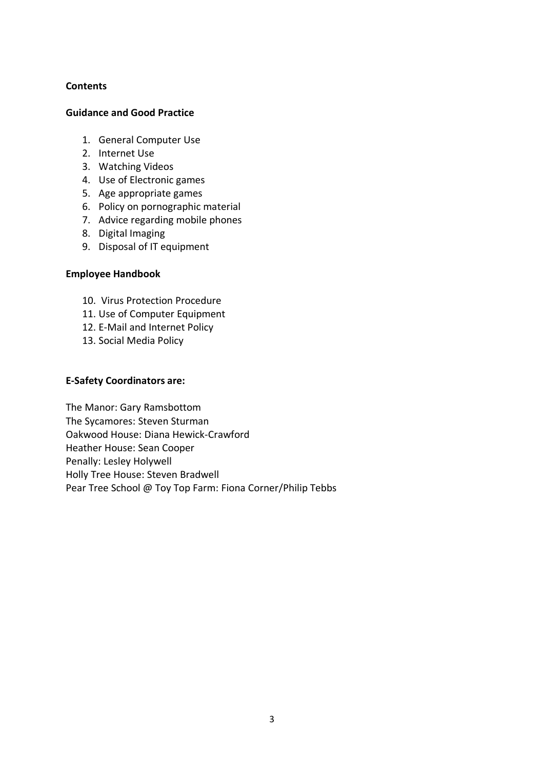**Contents**

**Guidance and Good Practice**

1. General Computer Use
2. Internet Use
3. Watching Videos
4. Use of Electronic games
5. Age appropriate games
6. Policy on pornographic material
7. Advice regarding mobile phones
8. Digital Imaging
9. Disposal of IT equipment

**Employee Handbook**

10. Virus Protection Procedure
11. Use of Computer Equipment
12. E-Mail and Internet Policy
13. Social Media Policy

**E-Safety Coordinators are:**

The Manor: Gary Ramsbottom
The Sycamores: Steven Sturman
Oakwood House: Diana Hewick-Crawford
Heather House: Sean Cooper
Penally: Lesley Holywell
Holly Tree House: Steven Bradwell
Pear Tree School @ Toy Top Farm: Fiona Corner/Philip Tebbs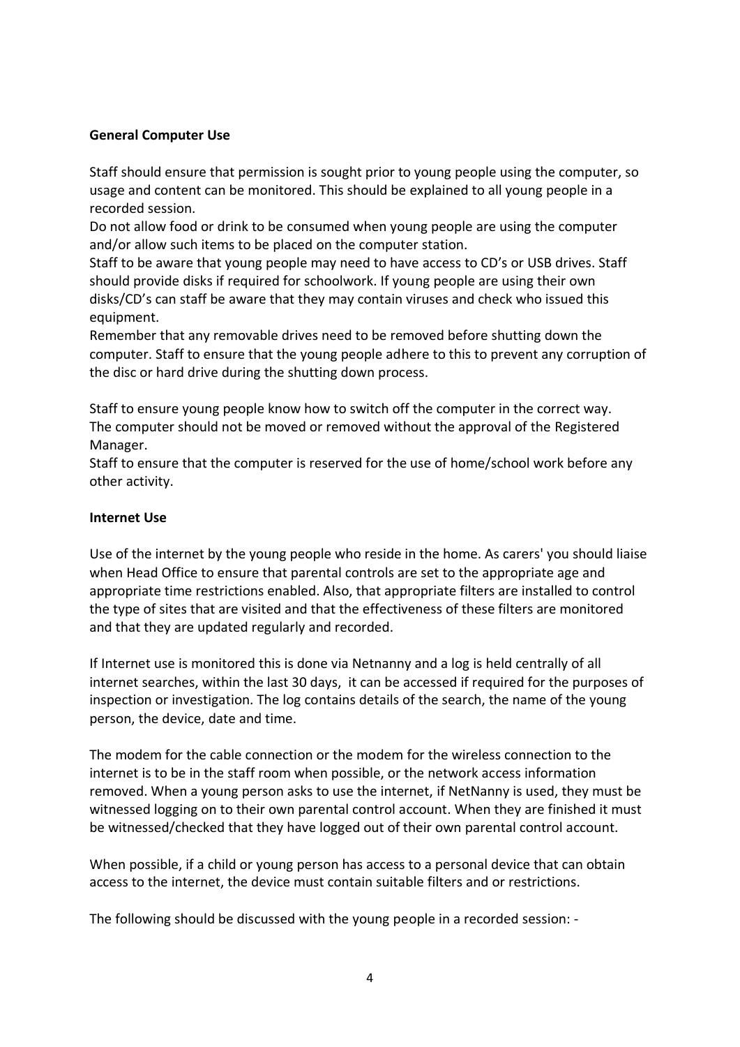**General Computer Use**

Staff should ensure that permission is sought prior to young people using the computer, so usage and content can be monitored. This should be explained to all young people in a recorded session.
Do not allow food or drink to be consumed when young people are using the computer and/or allow such items to be placed on the computer station.
Staff to be aware that young people may need to have access to CD's or USB drives. Staff should provide disks if required for schoolwork. If young people are using their own disks/CD's can staff be aware that they may contain viruses and check who issued this equipment.
Remember that any removable drives need to be removed before shutting down the computer. Staff to ensure that the young people adhere to this to prevent any corruption of the disc or hard drive during the shutting down process.

Staff to ensure young people know how to switch off the computer in the correct way.
The computer should not be moved or removed without the approval of the Registered Manager.
Staff to ensure that the computer is reserved for the use of home/school work before any other activity.

**Internet Use**

Use of the internet by the young people who reside in the home. As carers' you should liaise when Head Office to ensure that parental controls are set to the appropriate age and appropriate time restrictions enabled. Also, that appropriate filters are installed to control the type of sites that are visited and that the effectiveness of these filters are monitored and that they are updated regularly and recorded.

If Internet use is monitored this is done via Netnanny and a log is held centrally of all internet searches, within the last 30 days, it can be accessed if required for the purposes of inspection or investigation. The log contains details of the search, the name of the young person, the device, date and time.

The modem for the cable connection or the modem for the wireless connection to the internet is to be in the staff room when possible, or the network access information removed. When a young person asks to use the internet, if NetNanny is used, they must be witnessed logging on to their own parental control account. When they are finished it must be witnessed/checked that they have logged out of their own parental control account.

When possible, if a child or young person has access to a personal device that can obtain access to the internet, the device must contain suitable filters and or restrictions.

The following should be discussed with the young people in a recorded session: -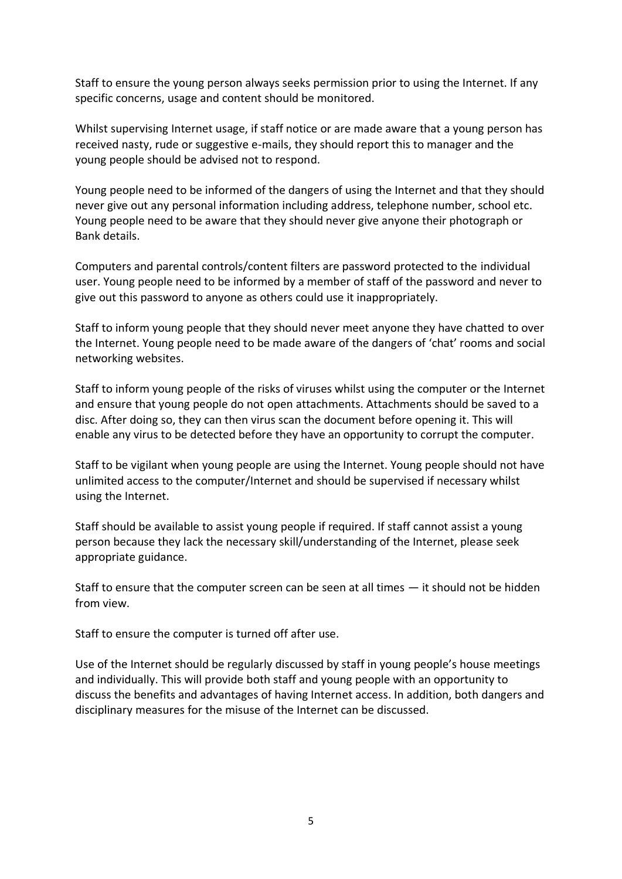Staff to ensure the young person always seeks permission prior to using the Internet. If any specific concerns, usage and content should be monitored.

Whilst supervising Internet usage, if staff notice or are made aware that a young person has received nasty, rude or suggestive e-mails, they should report this to manager and the young people should be advised not to respond.

Young people need to be informed of the dangers of using the Internet and that they should never give out any personal information including address, telephone number, school etc. Young people need to be aware that they should never give anyone their photograph or Bank details.

Computers and parental controls/content filters are password protected to the individual user. Young people need to be informed by a member of staff of the password and never to give out this password to anyone as others could use it inappropriately.

Staff to inform young people that they should never meet anyone they have chatted to over the Internet. Young people need to be made aware of the dangers of 'chat' rooms and social networking websites.

Staff to inform young people of the risks of viruses whilst using the computer or the Internet and ensure that young people do not open attachments. Attachments should be saved to a disc. After doing so, they can then virus scan the document before opening it. This will enable any virus to be detected before they have an opportunity to corrupt the computer.

Staff to be vigilant when young people are using the Internet. Young people should not have unlimited access to the computer/Internet and should be supervised if necessary whilst using the Internet.

Staff should be available to assist young people if required. If staff cannot assist a young person because they lack the necessary skill/understanding of the Internet, please seek appropriate guidance.

Staff to ensure that the computer screen can be seen at all times — it should not be hidden from view.

Staff to ensure the computer is turned off after use.

Use of the Internet should be regularly discussed by staff in young people's house meetings and individually. This will provide both staff and young people with an opportunity to discuss the benefits and advantages of having Internet access. In addition, both dangers and disciplinary measures for the misuse of the Internet can be discussed.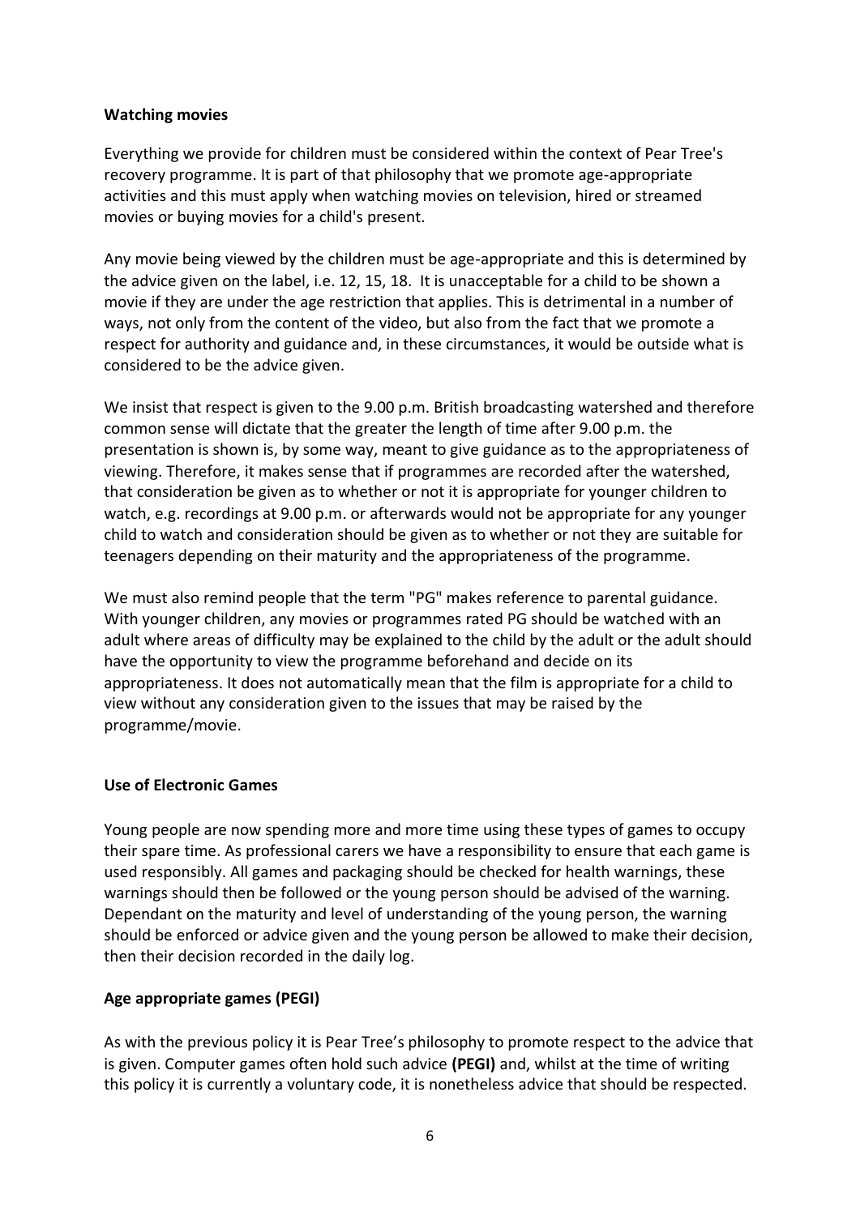**Watching movies**

Everything we provide for children must be considered within the context of Pear Tree's recovery programme. It is part of that philosophy that we promote age-appropriate activities and this must apply when watching movies on television, hired or streamed movies or buying movies for a child's present.

Any movie being viewed by the children must be age-appropriate and this is determined by the advice given on the label, i.e. 12, 15, 18. It is unacceptable for a child to be shown a movie if they are under the age restriction that applies. This is detrimental in a number of ways, not only from the content of the video, but also from the fact that we promote a respect for authority and guidance and, in these circumstances, it would be outside what is considered to be the advice given.

We insist that respect is given to the 9.00 p.m. British broadcasting watershed and therefore common sense will dictate that the greater the length of time after 9.00 p.m. the presentation is shown is, by some way, meant to give guidance as to the appropriateness of viewing. Therefore, it makes sense that if programmes are recorded after the watershed, that consideration be given as to whether or not it is appropriate for younger children to watch, e.g. recordings at 9.00 p.m. or afterwards would not be appropriate for any younger child to watch and consideration should be given as to whether or not they are suitable for teenagers depending on their maturity and the appropriateness of the programme.

We must also remind people that the term "PG" makes reference to parental guidance. With younger children, any movies or programmes rated PG should be watched with an adult where areas of difficulty may be explained to the child by the adult or the adult should have the opportunity to view the programme beforehand and decide on its appropriateness. It does not automatically mean that the film is appropriate for a child to view without any consideration given to the issues that may be raised by the programme/movie.

**Use of Electronic Games**

Young people are now spending more and more time using these types of games to occupy their spare time. As professional carers we have a responsibility to ensure that each game is used responsibly. All games and packaging should be checked for health warnings, these warnings should then be followed or the young person should be advised of the warning. Dependant on the maturity and level of understanding of the young person, the warning should be enforced or advice given and the young person be allowed to make their decision, then their decision recorded in the daily log.

**Age appropriate games (PEGI)**

As with the previous policy it is Pear Tree's philosophy to promote respect to the advice that is given. Computer games often hold such advice **(PEGI)** and, whilst at the time of writing this policy it is currently a voluntary code, it is nonetheless advice that should be respected.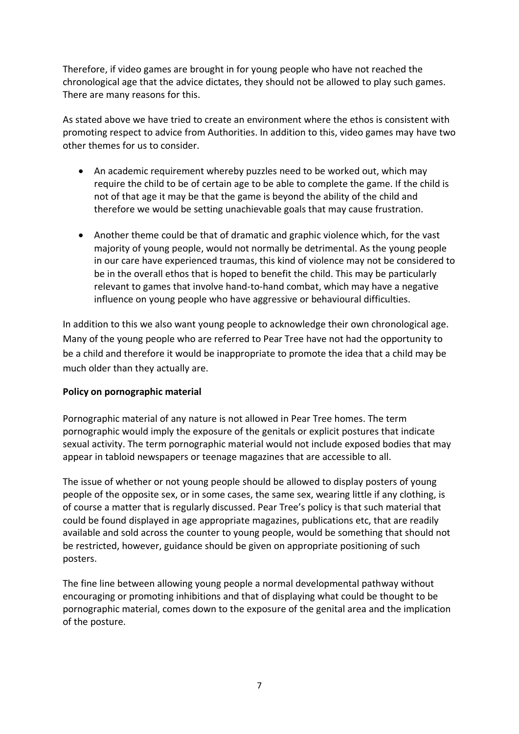Therefore, if video games are brought in for young people who have not reached the chronological age that the advice dictates, they should not be allowed to play such games. There are many reasons for this.

As stated above we have tried to create an environment where the ethos is consistent with promoting respect to advice from Authorities. In addition to this, video games may have two other themes for us to consider.

- An academic requirement whereby puzzles need to be worked out, which may require the child to be of certain age to be able to complete the game. If the child is not of that age it may be that the game is beyond the ability of the child and therefore we would be setting unachievable goals that may cause frustration.
- Another theme could be that of dramatic and graphic violence which, for the vast majority of young people, would not normally be detrimental. As the young people in our care have experienced traumas, this kind of violence may not be considered to be in the overall ethos that is hoped to benefit the child. This may be particularly relevant to games that involve hand-to-hand combat, which may have a negative influence on young people who have aggressive or behavioural difficulties.

In addition to this we also want young people to acknowledge their own chronological age. Many of the young people who are referred to Pear Tree have not had the opportunity to be a child and therefore it would be inappropriate to promote the idea that a child may be much older than they actually are.

**Policy on pornographic material**

Pornographic material of any nature is not allowed in Pear Tree homes. The term pornographic would imply the exposure of the genitals or explicit postures that indicate sexual activity. The term pornographic material would not include exposed bodies that may appear in tabloid newspapers or teenage magazines that are accessible to all.

The issue of whether or not young people should be allowed to display posters of young people of the opposite sex, or in some cases, the same sex, wearing little if any clothing, is of course a matter that is regularly discussed. Pear Tree's policy is that such material that could be found displayed in age appropriate magazines, publications etc, that are readily available and sold across the counter to young people, would be something that should not be restricted, however, guidance should be given on appropriate positioning of such posters.

The fine line between allowing young people a normal developmental pathway without encouraging or promoting inhibitions and that of displaying what could be thought to be pornographic material, comes down to the exposure of the genital area and the implication of the posture.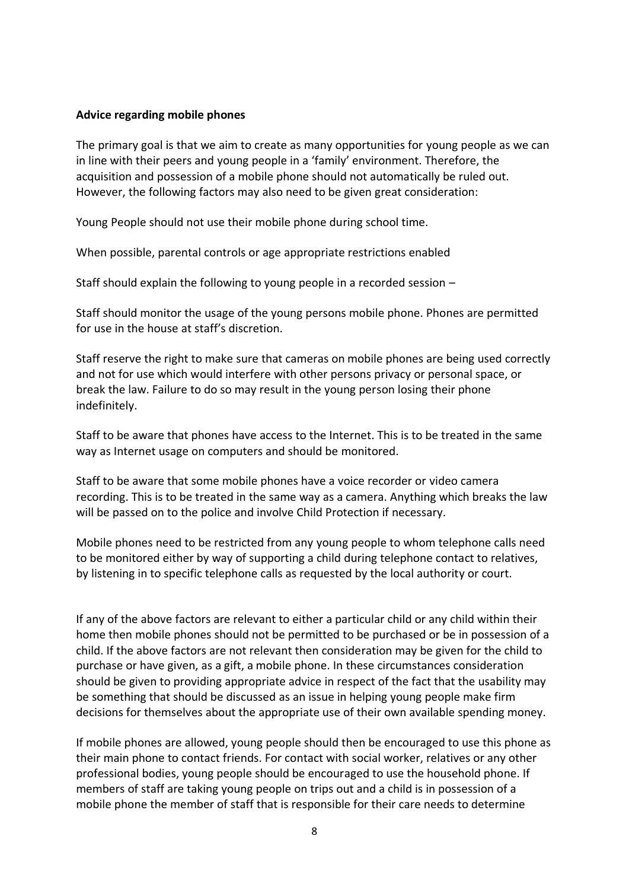**Advice regarding mobile phones**

The primary goal is that we aim to create as many opportunities for young people as we can in line with their peers and young people in a 'family' environment. Therefore, the acquisition and possession of a mobile phone should not automatically be ruled out. However, the following factors may also need to be given great consideration:

Young People should not use their mobile phone during school time.

When possible, parental controls or age appropriate restrictions enabled

Staff should explain the following to young people in a recorded session –

Staff should monitor the usage of the young persons mobile phone. Phones are permitted for use in the house at staff's discretion.

Staff reserve the right to make sure that cameras on mobile phones are being used correctly and not for use which would interfere with other persons privacy or personal space, or break the law. Failure to do so may result in the young person losing their phone indefinitely.

Staff to be aware that phones have access to the Internet. This is to be treated in the same way as Internet usage on computers and should be monitored.

Staff to be aware that some mobile phones have a voice recorder or video camera recording. This is to be treated in the same way as a camera. Anything which breaks the law will be passed on to the police and involve Child Protection if necessary.

Mobile phones need to be restricted from any young people to whom telephone calls need to be monitored either by way of supporting a child during telephone contact to relatives, by listening in to specific telephone calls as requested by the local authority or court.

If any of the above factors are relevant to either a particular child or any child within their home then mobile phones should not be permitted to be purchased or be in possession of a child. If the above factors are not relevant then consideration may be given for the child to purchase or have given, as a gift, a mobile phone. In these circumstances consideration should be given to providing appropriate advice in respect of the fact that the usability may be something that should be discussed as an issue in helping young people make firm decisions for themselves about the appropriate use of their own available spending money.

If mobile phones are allowed, young people should then be encouraged to use this phone as their main phone to contact friends. For contact with social worker, relatives or any other professional bodies, young people should be encouraged to use the household phone. If members of staff are taking young people on trips out and a child is in possession of a mobile phone the member of staff that is responsible for their care needs to determine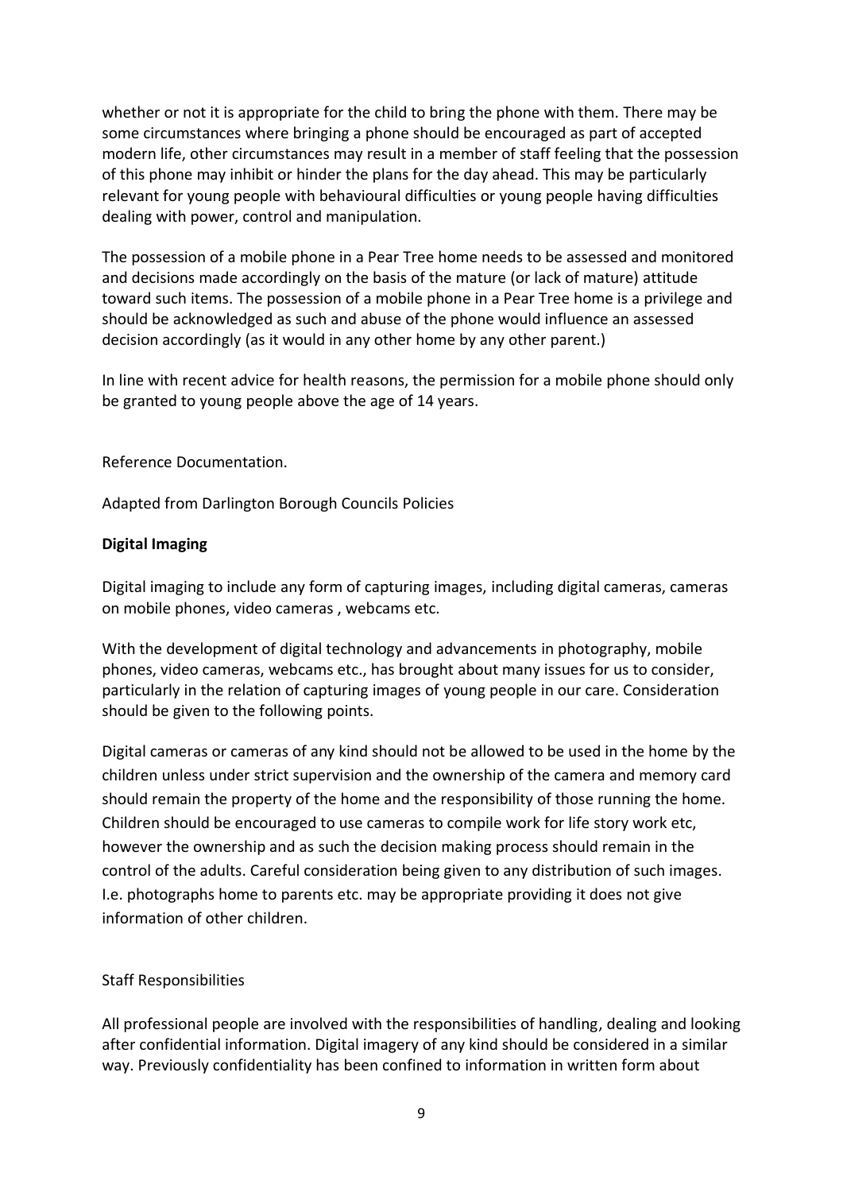whether or not it is appropriate for the child to bring the phone with them. There may be some circumstances where bringing a phone should be encouraged as part of accepted modern life, other circumstances may result in a member of staff feeling that the possession of this phone may inhibit or hinder the plans for the day ahead. This may be particularly relevant for young people with behavioural difficulties or young people having difficulties dealing with power, control and manipulation.

The possession of a mobile phone in a Pear Tree home needs to be assessed and monitored and decisions made accordingly on the basis of the mature (or lack of mature) attitude toward such items. The possession of a mobile phone in a Pear Tree home is a privilege and should be acknowledged as such and abuse of the phone would influence an assessed decision accordingly (as it would in any other home by any other parent.)

In line with recent advice for health reasons, the permission for a mobile phone should only be granted to young people above the age of 14 years.

Reference Documentation.

Adapted from Darlington Borough Councils Policies

**Digital Imaging**

Digital imaging to include any form of capturing images, including digital cameras, cameras on mobile phones, video cameras , webcams etc.

With the development of digital technology and advancements in photography, mobile phones, video cameras, webcams etc., has brought about many issues for us to consider, particularly in the relation of capturing images of young people in our care. Consideration should be given to the following points.

Digital cameras or cameras of any kind should not be allowed to be used in the home by the children unless under strict supervision and the ownership of the camera and memory card should remain the property of the home and the responsibility of those running the home. Children should be encouraged to use cameras to compile work for life story work etc, however the ownership and as such the decision making process should remain in the control of the adults. Careful consideration being given to any distribution of such images. I.e. photographs home to parents etc. may be appropriate providing it does not give information of other children.

Staff Responsibilities

All professional people are involved with the responsibilities of handling, dealing and looking after confidential information. Digital imagery of any kind should be considered in a similar way. Previously confidentiality has been confined to information in written form about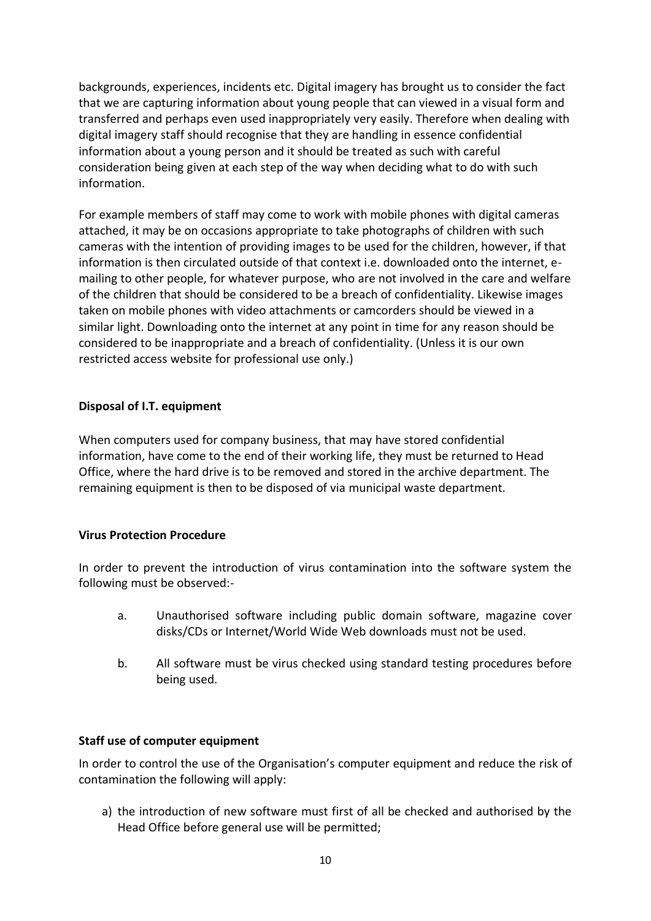backgrounds, experiences, incidents etc. Digital imagery has brought us to consider the fact that we are capturing information about young people that can viewed in a visual form and transferred and perhaps even used inappropriately very easily. Therefore when dealing with digital imagery staff should recognise that they are handling in essence confidential information about a young person and it should be treated as such with careful consideration being given at each step of the way when deciding what to do with such information.

For example members of staff may come to work with mobile phones with digital cameras attached, it may be on occasions appropriate to take photographs of children with such cameras with the intention of providing images to be used for the children, however, if that information is then circulated outside of that context i.e. downloaded onto the internet, e-mailing to other people, for whatever purpose, who are not involved in the care and welfare of the children that should be considered to be a breach of confidentiality. Likewise images taken on mobile phones with video attachments or camcorders should be viewed in a similar light. Downloading onto the internet at any point in time for any reason should be considered to be inappropriate and a breach of confidentiality. (Unless it is our own restricted access website for professional use only.)

**Disposal of I.T. equipment**

When computers used for company business, that may have stored confidential information, have come to the end of their working life, they must be returned to Head Office, where the hard drive is to be removed and stored in the archive department. The remaining equipment is then to be disposed of via municipal waste department.

**Virus Protection Procedure**

In order to prevent the introduction of virus contamination into the software system the following must be observed:-

a. Unauthorised software including public domain software, magazine cover disks/CDs or Internet/World Wide Web downloads must not be used.

b. All software must be virus checked using standard testing procedures before being used.

**Staff use of computer equipment**

In order to control the use of the Organisation's computer equipment and reduce the risk of contamination the following will apply:

a) the introduction of new software must first of all be checked and authorised by the Head Office before general use will be permitted;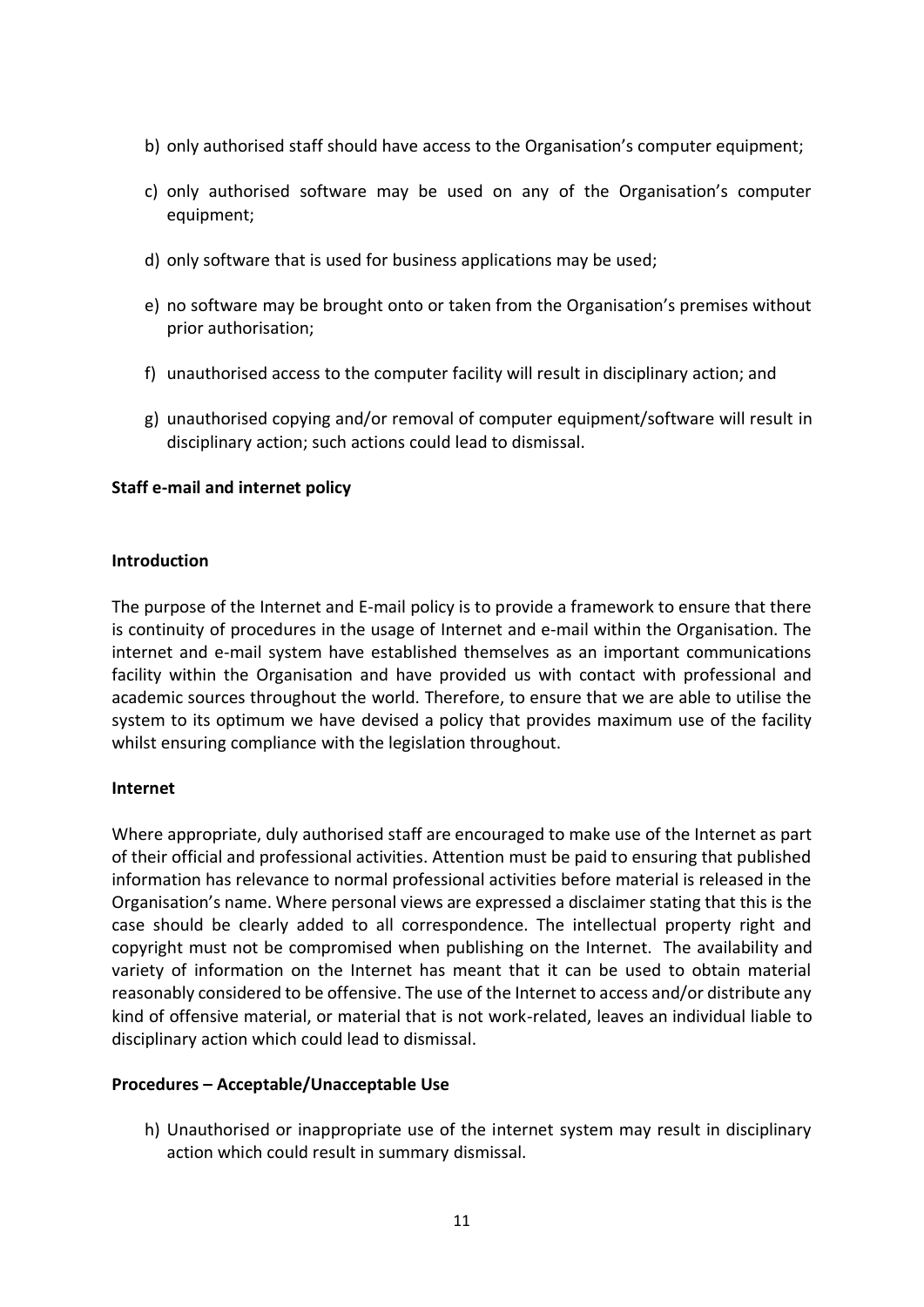b) only authorised staff should have access to the Organisation's computer equipment;

c) only authorised software may be used on any of the Organisation's computer equipment;

d) only software that is used for business applications may be used;

e) no software may be brought onto or taken from the Organisation's premises without prior authorisation;

f) unauthorised access to the computer facility will result in disciplinary action; and

g) unauthorised copying and/or removal of computer equipment/software will result in disciplinary action; such actions could lead to dismissal.

**Staff e-mail and internet policy**

**Introduction**

The purpose of the Internet and E-mail policy is to provide a framework to ensure that there is continuity of procedures in the usage of Internet and e-mail within the Organisation. The internet and e-mail system have established themselves as an important communications facility within the Organisation and have provided us with contact with professional and academic sources throughout the world. Therefore, to ensure that we are able to utilise the system to its optimum we have devised a policy that provides maximum use of the facility whilst ensuring compliance with the legislation throughout.

**Internet**

Where appropriate, duly authorised staff are encouraged to make use of the Internet as part of their official and professional activities. Attention must be paid to ensuring that published information has relevance to normal professional activities before material is released in the Organisation's name. Where personal views are expressed a disclaimer stating that this is the case should be clearly added to all correspondence. The intellectual property right and copyright must not be compromised when publishing on the Internet. The availability and variety of information on the Internet has meant that it can be used to obtain material reasonably considered to be offensive. The use of the Internet to access and/or distribute any kind of offensive material, or material that is not work-related, leaves an individual liable to disciplinary action which could lead to dismissal.

**Procedures – Acceptable/Unacceptable Use**

h) Unauthorised or inappropriate use of the internet system may result in disciplinary action which could result in summary dismissal.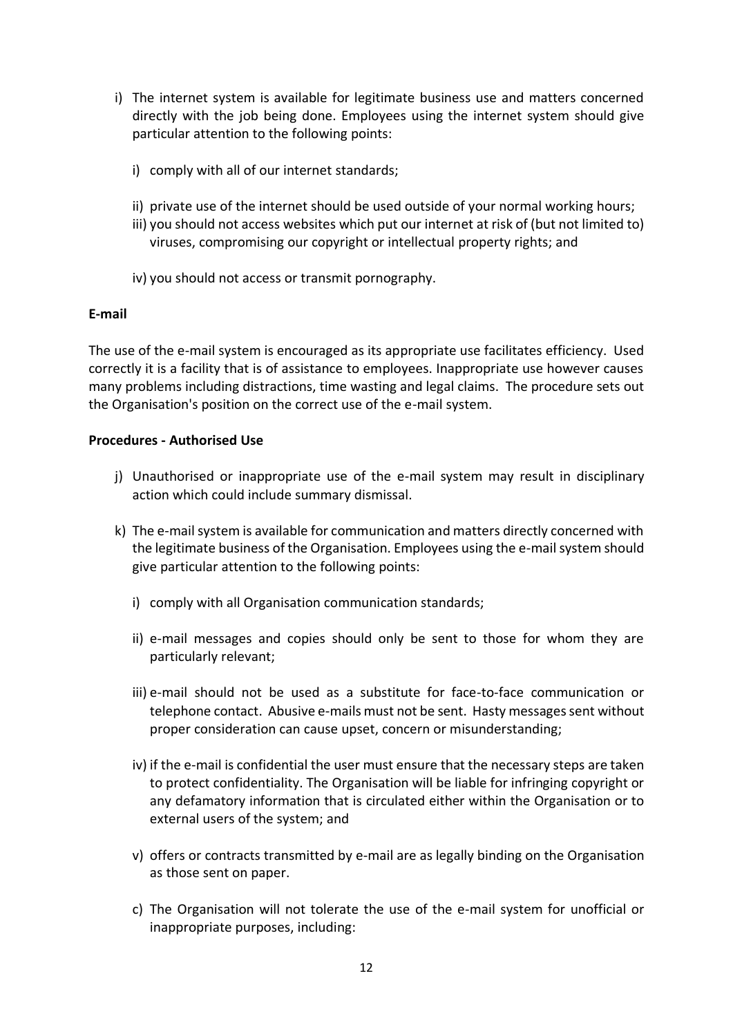i) The internet system is available for legitimate business use and matters concerned directly with the job being done. Employees using the internet system should give particular attention to the following points:

   i) comply with all of our internet standards;

   ii) private use of the internet should be used outside of your normal working hours;

   iii) you should not access websites which put our internet at risk of (but not limited to) viruses, compromising our copyright or intellectual property rights; and

   iv) you should not access or transmit pornography.

**E-mail**

The use of the e-mail system is encouraged as its appropriate use facilitates efficiency. Used correctly it is a facility that is of assistance to employees. Inappropriate use however causes many problems including distractions, time wasting and legal claims. The procedure sets out the Organisation's position on the correct use of the e-mail system.

**Procedures - Authorised Use**

j) Unauthorised or inappropriate use of the e-mail system may result in disciplinary action which could include summary dismissal.

k) The e-mail system is available for communication and matters directly concerned with the legitimate business of the Organisation. Employees using the e-mail system should give particular attention to the following points:

   i) comply with all Organisation communication standards;

   ii) e-mail messages and copies should only be sent to those for whom they are particularly relevant;

   iii) e-mail should not be used as a substitute for face-to-face communication or telephone contact. Abusive e-mails must not be sent. Hasty messages sent without proper consideration can cause upset, concern or misunderstanding;

   iv) if the e-mail is confidential the user must ensure that the necessary steps are taken to protect confidentiality. The Organisation will be liable for infringing copyright or any defamatory information that is circulated either within the Organisation or to external users of the system; and

   v) offers or contracts transmitted by e-mail are as legally binding on the Organisation as those sent on paper.

   c) The Organisation will not tolerate the use of the e-mail system for unofficial or inappropriate purposes, including: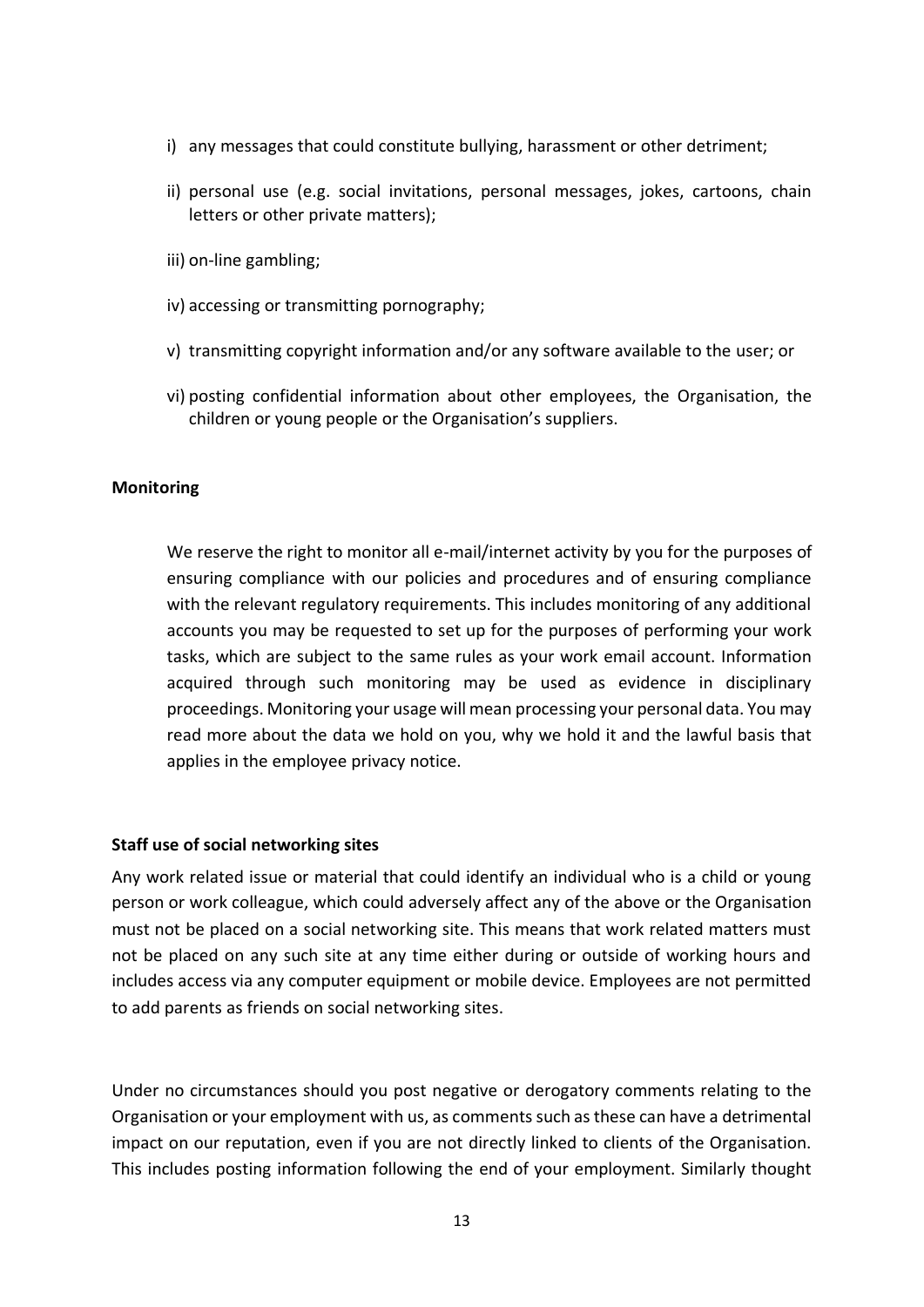i) any messages that could constitute bullying, harassment or other detriment;

ii) personal use (e.g. social invitations, personal messages, jokes, cartoons, chain letters or other private matters);

iii) on-line gambling;

iv) accessing or transmitting pornography;

v) transmitting copyright information and/or any software available to the user; or

vi) posting confidential information about other employees, the Organisation, the children or young people or the Organisation's suppliers.

**Monitoring**

We reserve the right to monitor all e-mail/internet activity by you for the purposes of ensuring compliance with our policies and procedures and of ensuring compliance with the relevant regulatory requirements. This includes monitoring of any additional accounts you may be requested to set up for the purposes of performing your work tasks, which are subject to the same rules as your work email account. Information acquired through such monitoring may be used as evidence in disciplinary proceedings. Monitoring your usage will mean processing your personal data. You may read more about the data we hold on you, why we hold it and the lawful basis that applies in the employee privacy notice.

**Staff use of social networking sites**

Any work related issue or material that could identify an individual who is a child or young person or work colleague, which could adversely affect any of the above or the Organisation must not be placed on a social networking site. This means that work related matters must not be placed on any such site at any time either during or outside of working hours and includes access via any computer equipment or mobile device. Employees are not permitted to add parents as friends on social networking sites.

Under no circumstances should you post negative or derogatory comments relating to the Organisation or your employment with us, as comments such as these can have a detrimental impact on our reputation, even if you are not directly linked to clients of the Organisation. This includes posting information following the end of your employment. Similarly thought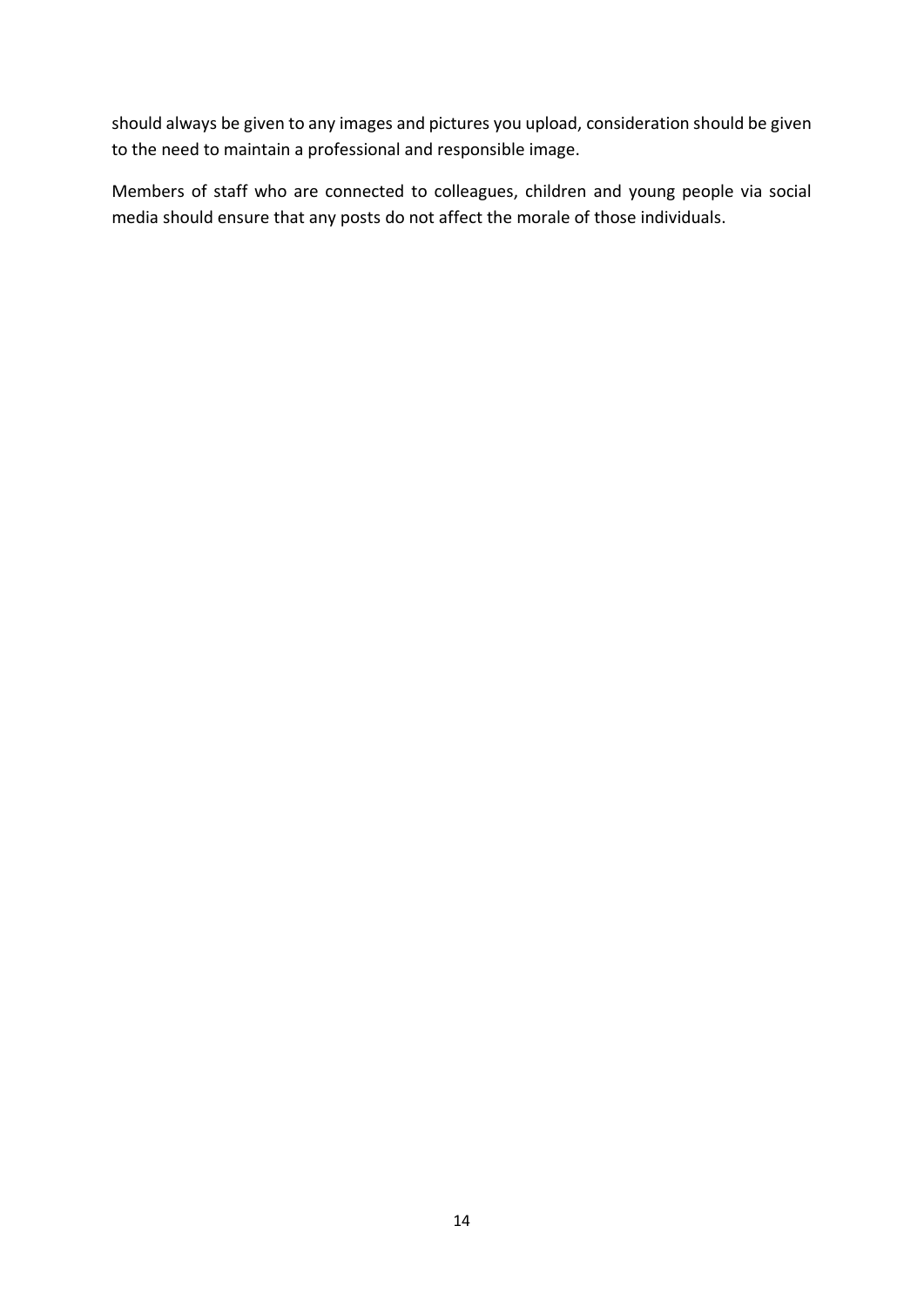should always be given to any images and pictures you upload, consideration should be given to the need to maintain a professional and responsible image.

Members of staff who are connected to colleagues, children and young people via social media should ensure that any posts do not affect the morale of those individuals.